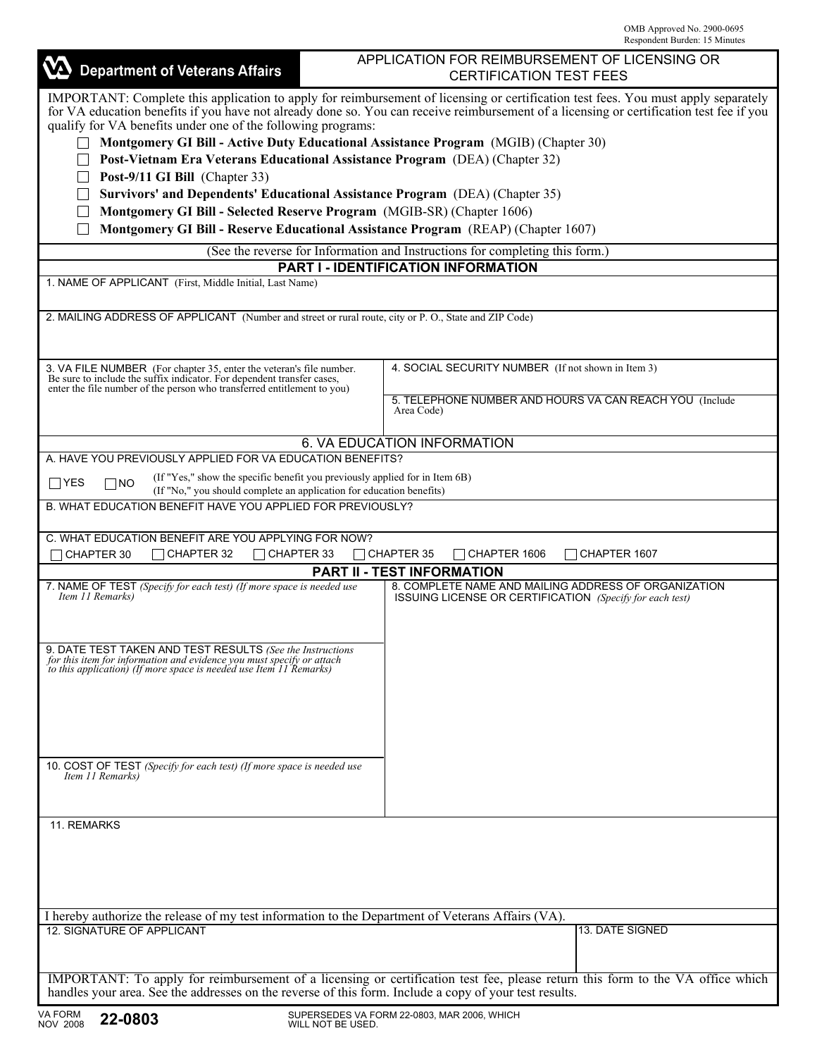OMB Approved No. 2900-0695
Respondent Burden: 15 Minutes

**Department of Veterans Affairs**

# APPLICATION FOR REIMBURSEMENT OF LICENSING OR CERTIFICATION TEST FEES

IMPORTANT: Complete this application to apply for reimbursement of licensing or certification test fees. You must apply separately for VA education benefits if you have not already done so. You can receive reimbursement of a licensing or certification test fee if you qualify for VA benefits under one of the following programs:

- ☐ **Montgomery GI Bill - Active Duty Educational Assistance Program** (MGIB) (Chapter 30)
- ☐ **Post-Vietnam Era Veterans Educational Assistance Program** (DEA) (Chapter 32)
- ☐ **Post-9/11 GI Bill** (Chapter 33)
- ☐ **Survivors' and Dependents' Educational Assistance Program** (DEA) (Chapter 35)
- ☐ **Montgomery GI Bill - Selected Reserve Program** (MGIB-SR) (Chapter 1606)
- ☐ **Montgomery GI Bill - Reserve Educational Assistance Program** (REAP) (Chapter 1607)

(See the reverse for Information and Instructions for completing this form.)

## PART I - IDENTIFICATION INFORMATION

1. NAME OF APPLICANT (First, Middle Initial, Last Name)

2. MAILING ADDRESS OF APPLICANT (Number and street or rural route, city or P. O., State and ZIP Code)

3. VA FILE NUMBER (For chapter 35, enter the veteran's file number. Be sure to include the suffix indicator. For dependent transfer cases, enter the file number of the person who transferred entitlement to you)

4. SOCIAL SECURITY NUMBER (If not shown in Item 3)

5. TELEPHONE NUMBER AND HOURS VA CAN REACH YOU (Include Area Code)

## 6. VA EDUCATION INFORMATION

A. HAVE YOU PREVIOUSLY APPLIED FOR VA EDUCATION BENEFITS?

☐ YES ☐ NO (If "Yes," show the specific benefit you previously applied for in Item 6B) (If "No," you should complete an application for education benefits)

B. WHAT EDUCATION BENEFIT HAVE YOU APPLIED FOR PREVIOUSLY?

C. WHAT EDUCATION BENEFIT ARE YOU APPLYING FOR NOW?

☐ CHAPTER 30 ☐ CHAPTER 32 ☐ CHAPTER 33 ☐ CHAPTER 35 ☐ CHAPTER 1606 ☐ CHAPTER 1607

## PART II - TEST INFORMATION

7. NAME OF TEST *(Specify for each test) (If more space is needed use Item 11 Remarks)*

8. COMPLETE NAME AND MAILING ADDRESS OF ORGANIZATION ISSUING LICENSE OR CERTIFICATION *(Specify for each test)*

9. DATE TEST TAKEN AND TEST RESULTS *(See the Instructions for this item for information and evidence you must specify or attach to this application) (If more space is needed use Item 11 Remarks)*

10. COST OF TEST *(Specify for each test) (If more space is needed use Item 11 Remarks)*

11. REMARKS

I hereby authorize the release of my test information to the Department of Veterans Affairs (VA).

12. SIGNATURE OF APPLICANT

13. DATE SIGNED

IMPORTANT: To apply for reimbursement of a licensing or certification test fee, please return this form to the VA office which handles your area. See the addresses on the reverse of this form. Include a copy of your test results.

VA FORM NOV 2008 **22-0803** SUPERSEDES VA FORM 22-0803, MAR 2006, WHICH WILL NOT BE USED.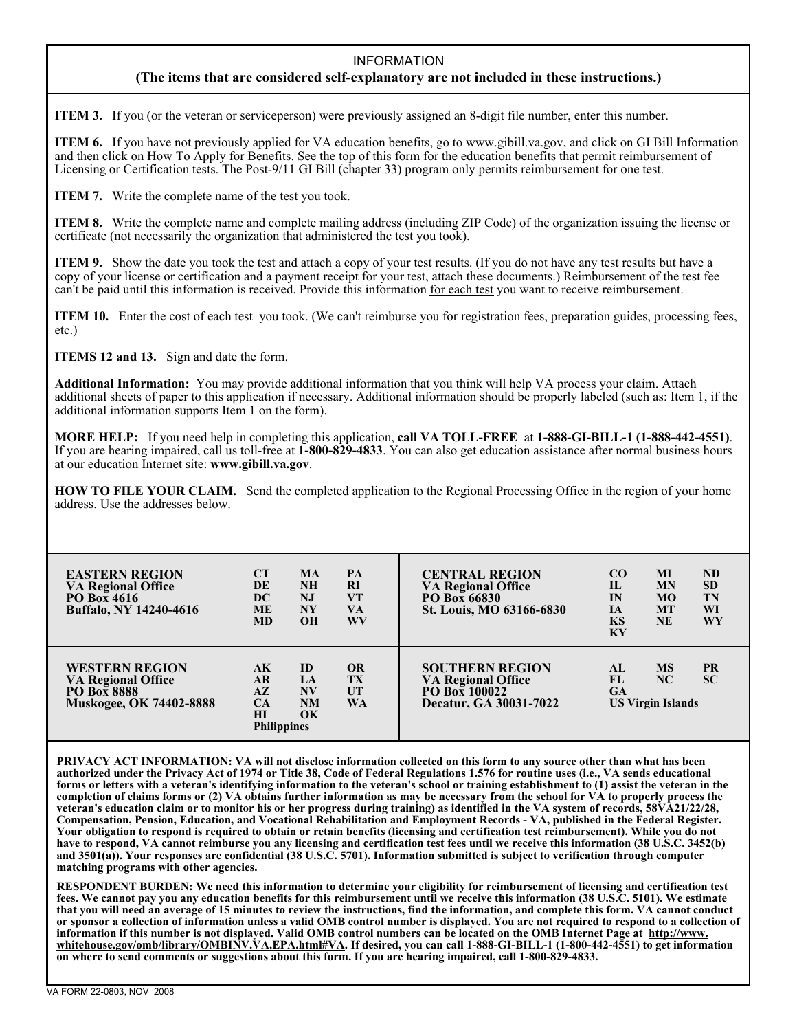# INFORMATION

## (The items that are considered self-explanatory are not included in these instructions.)

**ITEM 3.** If you (or the veteran or serviceperson) were previously assigned an 8-digit file number, enter this number.

**ITEM 6.** If you have not previously applied for VA education benefits, go to www.gibill.va.gov, and click on GI Bill Information and then click on How To Apply for Benefits. See the top of this form for the education benefits that permit reimbursement of Licensing or Certification tests. The Post-9/11 GI Bill (chapter 33) program only permits reimbursement for one test.

**ITEM 7.** Write the complete name of the test you took.

**ITEM 8.** Write the complete name and complete mailing address (including ZIP Code) of the organization issuing the license or certificate (not necessarily the organization that administered the test you took).

**ITEM 9.** Show the date you took the test and attach a copy of your test results. (If you do not have any test results but have a copy of your license or certification and a payment receipt for your test, attach these documents.) Reimbursement of the test fee can't be paid until this information is received. Provide this information for each test you want to receive reimbursement.

**ITEM 10.** Enter the cost of each test you took. (We can't reimburse you for registration fees, preparation guides, processing fees, etc.)

**ITEMS 12 and 13.** Sign and date the form.

**Additional Information:** You may provide additional information that you think will help VA process your claim. Attach additional sheets of paper to this application if necessary. Additional information should be properly labeled (such as: Item 1, if the additional information supports Item 1 on the form).

**MORE HELP:** If you need help in completing this application, **call VA TOLL-FREE** at **1-888-GI-BILL-1 (1-888-442-4551)**. If you are hearing impaired, call us toll-free at **1-800-829-4833**. You can also get education assistance after normal business hours at our education Internet site: **www.gibill.va.gov**.

**HOW TO FILE YOUR CLAIM.** Send the completed application to the Regional Processing Office in the region of your home address. Use the addresses below.

| | | | | | | | |
|---|---|---|---|---|---|---|---|
| **EASTERN REGION**<br>**VA Regional Office**<br>**PO Box 4616**<br>**Buffalo, NY 14240-4616** | **CT DE DC ME MD** | **MA NH NJ NY OH** | **PA RI VT VA WV** | **CENTRAL REGION**<br>**VA Regional Office**<br>**PO Box 66830**<br>**St. Louis, MO 63166-6830** | **CO IL IN IA KS KY** | **MI MN MO MT NE** | **ND SD TN WI WY** |
| **WESTERN REGION**<br>**VA Regional Office**<br>**PO Box 8888**<br>**Muskogee, OK 74402-8888** | **AK AR AZ CA HI Philippines** | **ID LA NV NM OK** | **OR TX UT WA** | **SOUTHERN REGION**<br>**VA Regional Office**<br>**PO Box 100022**<br>**Decatur, GA 30031-7022** | **AL FL GA US Virgin Islands** | **MS NC** | **PR SC** |

**PRIVACY ACT INFORMATION: VA will not disclose information collected on this form to any source other than what has been authorized under the Privacy Act of 1974 or Title 38, Code of Federal Regulations 1.576 for routine uses (i.e., VA sends educational forms or letters with a veteran's identifying information to the veteran's school or training establishment to (1) assist the veteran in the completion of claims forms or (2) VA obtains further information as may be necessary from the school for VA to properly process the veteran's education claim or to monitor his or her progress during training) as identified in the VA system of records, 58VA21/22/28, Compensation, Pension, Education, and Vocational Rehabilitation and Employment Records - VA, published in the Federal Register. Your obligation to respond is required to obtain or retain benefits (licensing and certification test reimbursement). While you do not have to respond, VA cannot reimburse you any licensing and certification test fees until we receive this information (38 U.S.C. 3452(b) and 3501(a)). Your responses are confidential (38 U.S.C. 5701). Information submitted is subject to verification through computer matching programs with other agencies.**

**RESPONDENT BURDEN: We need this information to determine your eligibility for reimbursement of licensing and certification test fees. We cannot pay you any education benefits for this reimbursement until we receive this information (38 U.S.C. 5101). We estimate that you will need an average of 15 minutes to review the instructions, find the information, and complete this form. VA cannot conduct or sponsor a collection of information unless a valid OMB control number is displayed. You are not required to respond to a collection of information if this number is not displayed. Valid OMB control numbers can be located on the OMB Internet Page at http://www.whitehouse.gov/omb/library/OMBINV.VA.EPA.html#VA. If desired, you can call 1-888-GI-BILL-1 (1-800-442-4551) to get information on where to send comments or suggestions about this form. If you are hearing impaired, call 1-800-829-4833.**

VA FORM 22-0803, NOV 2008